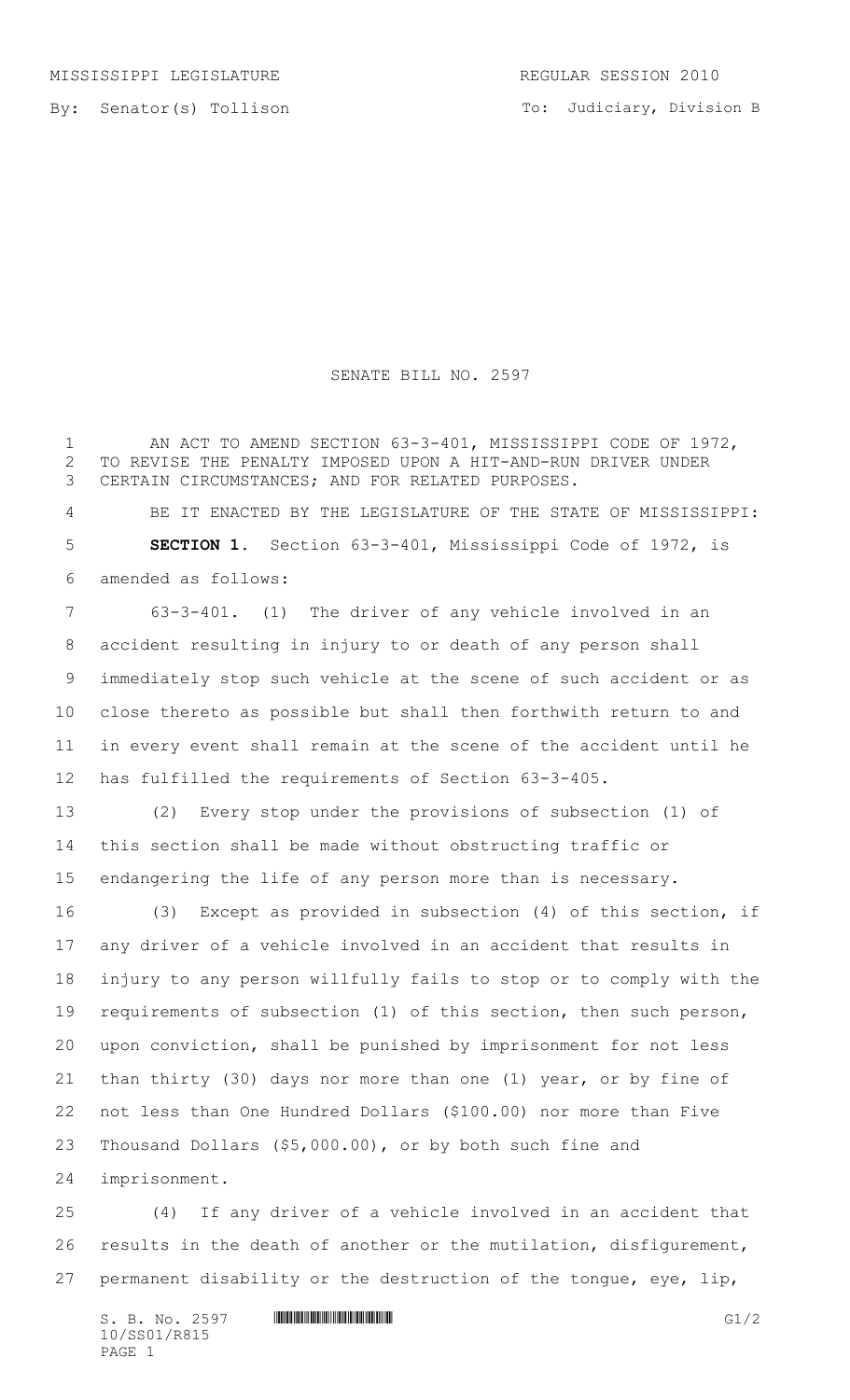MISSISSIPPI LEGISLATURE — REGULAR SESSION 2010

By: Senator(s) Tollison — To: Judiciary, Division B

# SENATE BILL NO. 2597

AN ACT TO AMEND SECTION 63-3-401, MISSISSIPPI CODE OF 1972, TO REVISE THE PENALTY IMPOSED UPON A HIT-AND-RUN DRIVER UNDER CERTAIN CIRCUMSTANCES; AND FOR RELATED PURPOSES.

BE IT ENACTED BY THE LEGISLATURE OF THE STATE OF MISSISSIPPI:

**SECTION 1.** Section 63-3-401, Mississippi Code of 1972, is amended as follows:

63-3-401. (1) The driver of any vehicle involved in an accident resulting in injury to or death of any person shall immediately stop such vehicle at the scene of such accident or as close thereto as possible but shall then forthwith return to and in every event shall remain at the scene of the accident until he has fulfilled the requirements of Section 63-3-405.

(2) Every stop under the provisions of subsection (1) of this section shall be made without obstructing traffic or endangering the life of any person more than is necessary.

(3) Except as provided in subsection (4) of this section, if any driver of a vehicle involved in an accident that results in injury to any person willfully fails to stop or to comply with the requirements of subsection (1) of this section, then such person, upon conviction, shall be punished by imprisonment for not less than thirty (30) days nor more than one (1) year, or by fine of not less than One Hundred Dollars ($100.00) nor more than Five Thousand Dollars ($5,000.00), or by both such fine and imprisonment.

(4) If any driver of a vehicle involved in an accident that results in the death of another or the mutilation, disfigurement, permanent disability or the destruction of the tongue, eye, lip,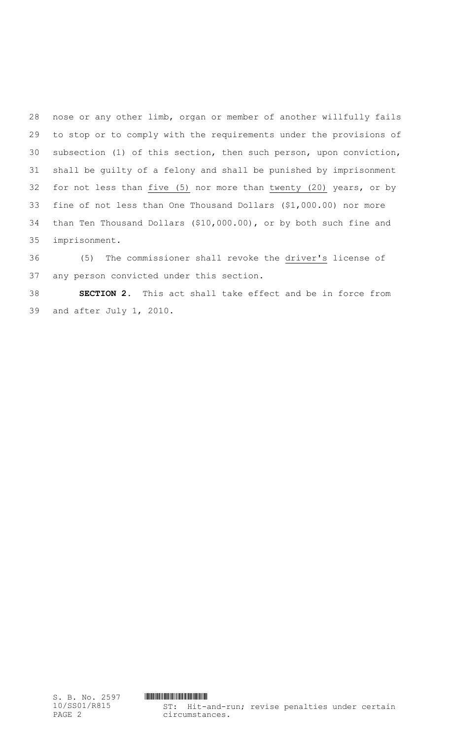nose or any other limb, organ or member of another willfully fails to stop or to comply with the requirements under the provisions of subsection (1) of this section, then such person, upon conviction, shall be guilty of a felony and shall be punished by imprisonment for not less than five (5) nor more than twenty (20) years, or by fine of not less than One Thousand Dollars ($1,000.00) nor more than Ten Thousand Dollars ($10,000.00), or by both such fine and imprisonment.

(5) The commissioner shall revoke the driver's license of any person convicted under this section.

**SECTION 2.** This act shall take effect and be in force from and after July 1, 2010.

ST: Hit-and-run; revise penalties under certain circumstances.